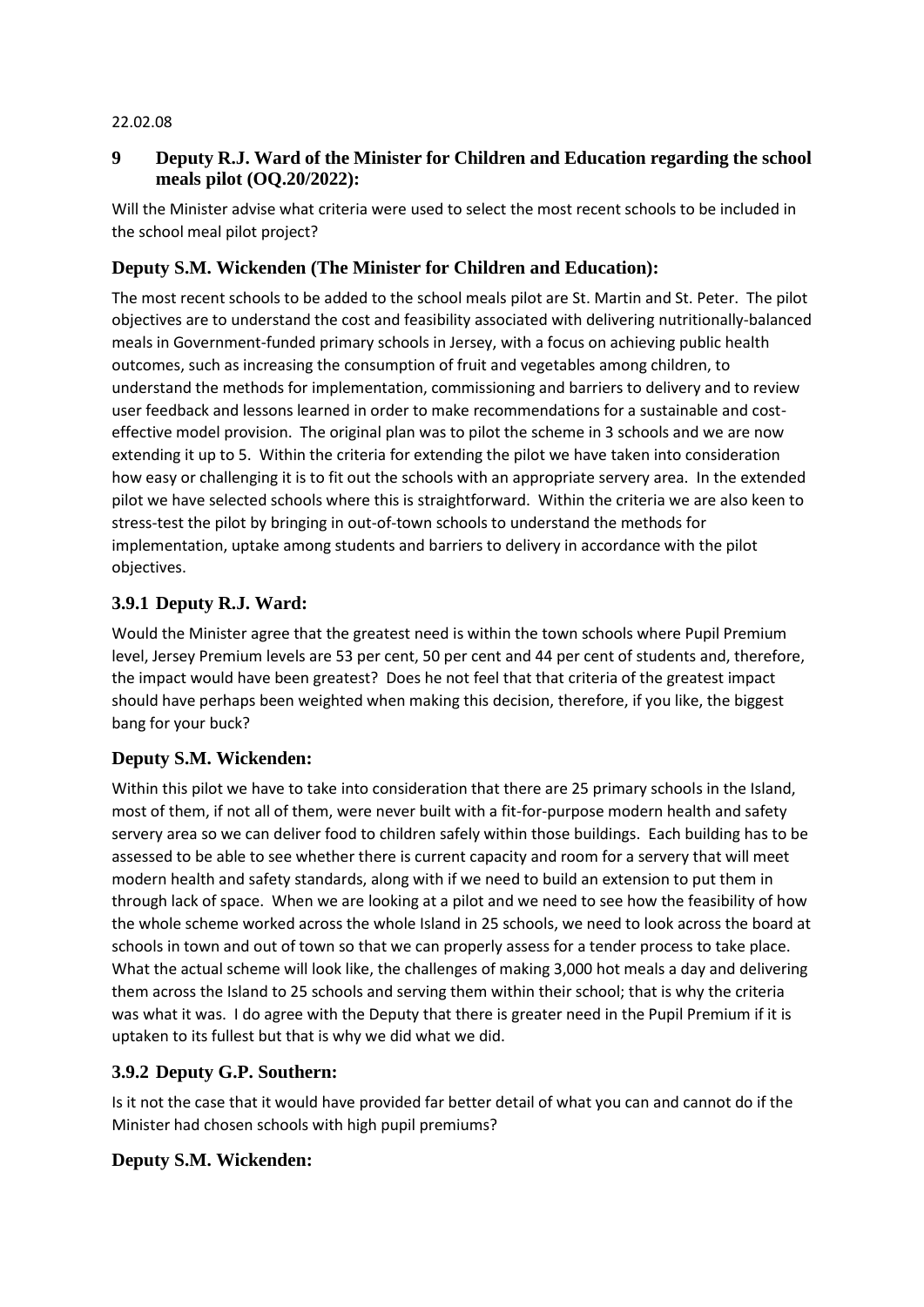22.02.08

## 9 Deputy R.J. Ward of the Minister for Children and Education regarding the school meals pilot (OQ.20/2022):

Will the Minister advise what criteria were used to select the most recent schools to be included in the school meal pilot project?

### Deputy S.M. Wickenden (The Minister for Children and Education):

The most recent schools to be added to the school meals pilot are St. Martin and St. Peter. The pilot objectives are to understand the cost and feasibility associated with delivering nutritionally-balanced meals in Government-funded primary schools in Jersey, with a focus on achieving public health outcomes, such as increasing the consumption of fruit and vegetables among children, to understand the methods for implementation, commissioning and barriers to delivery and to review user feedback and lessons learned in order to make recommendations for a sustainable and cost-effective model provision. The original plan was to pilot the scheme in 3 schools and we are now extending it up to 5. Within the criteria for extending the pilot we have taken into consideration how easy or challenging it is to fit out the schools with an appropriate servery area. In the extended pilot we have selected schools where this is straightforward. Within the criteria we are also keen to stress-test the pilot by bringing in out-of-town schools to understand the methods for implementation, uptake among students and barriers to delivery in accordance with the pilot objectives.

### 3.9.1 Deputy R.J. Ward:

Would the Minister agree that the greatest need is within the town schools where Pupil Premium level, Jersey Premium levels are 53 per cent, 50 per cent and 44 per cent of students and, therefore, the impact would have been greatest? Does he not feel that that criteria of the greatest impact should have perhaps been weighted when making this decision, therefore, if you like, the biggest bang for your buck?

### Deputy S.M. Wickenden:

Within this pilot we have to take into consideration that there are 25 primary schools in the Island, most of them, if not all of them, were never built with a fit-for-purpose modern health and safety servery area so we can deliver food to children safely within those buildings. Each building has to be assessed to be able to see whether there is current capacity and room for a servery that will meet modern health and safety standards, along with if we need to build an extension to put them in through lack of space. When we are looking at a pilot and we need to see how the feasibility of how the whole scheme worked across the whole Island in 25 schools, we need to look across the board at schools in town and out of town so that we can properly assess for a tender process to take place. What the actual scheme will look like, the challenges of making 3,000 hot meals a day and delivering them across the Island to 25 schools and serving them within their school; that is why the criteria was what it was. I do agree with the Deputy that there is greater need in the Pupil Premium if it is uptaken to its fullest but that is why we did what we did.

### 3.9.2 Deputy G.P. Southern:

Is it not the case that it would have provided far better detail of what you can and cannot do if the Minister had chosen schools with high pupil premiums?

### Deputy S.M. Wickenden: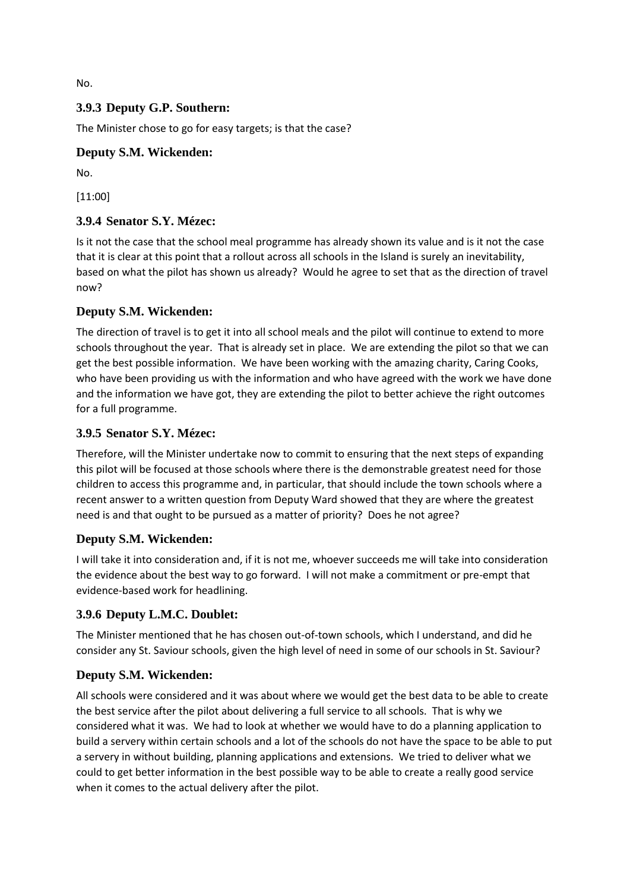No.

### 3.9.3 Deputy G.P. Southern:

The Minister chose to go for easy targets; is that the case?

### Deputy S.M. Wickenden:

No.

[11:00]

### 3.9.4 Senator S.Y. Mézec:

Is it not the case that the school meal programme has already shown its value and is it not the case that it is clear at this point that a rollout across all schools in the Island is surely an inevitability, based on what the pilot has shown us already? Would he agree to set that as the direction of travel now?

### Deputy S.M. Wickenden:

The direction of travel is to get it into all school meals and the pilot will continue to extend to more schools throughout the year. That is already set in place. We are extending the pilot so that we can get the best possible information. We have been working with the amazing charity, Caring Cooks, who have been providing us with the information and who have agreed with the work we have done and the information we have got, they are extending the pilot to better achieve the right outcomes for a full programme.

### 3.9.5 Senator S.Y. Mézec:

Therefore, will the Minister undertake now to commit to ensuring that the next steps of expanding this pilot will be focused at those schools where there is the demonstrable greatest need for those children to access this programme and, in particular, that should include the town schools where a recent answer to a written question from Deputy Ward showed that they are where the greatest need is and that ought to be pursued as a matter of priority? Does he not agree?

### Deputy S.M. Wickenden:

I will take it into consideration and, if it is not me, whoever succeeds me will take into consideration the evidence about the best way to go forward. I will not make a commitment or pre-empt that evidence-based work for headlining.

### 3.9.6 Deputy L.M.C. Doublet:

The Minister mentioned that he has chosen out-of-town schools, which I understand, and did he consider any St. Saviour schools, given the high level of need in some of our schools in St. Saviour?

### Deputy S.M. Wickenden:

All schools were considered and it was about where we would get the best data to be able to create the best service after the pilot about delivering a full service to all schools. That is why we considered what it was. We had to look at whether we would have to do a planning application to build a servery within certain schools and a lot of the schools do not have the space to be able to put a servery in without building, planning applications and extensions. We tried to deliver what we could to get better information in the best possible way to be able to create a really good service when it comes to the actual delivery after the pilot.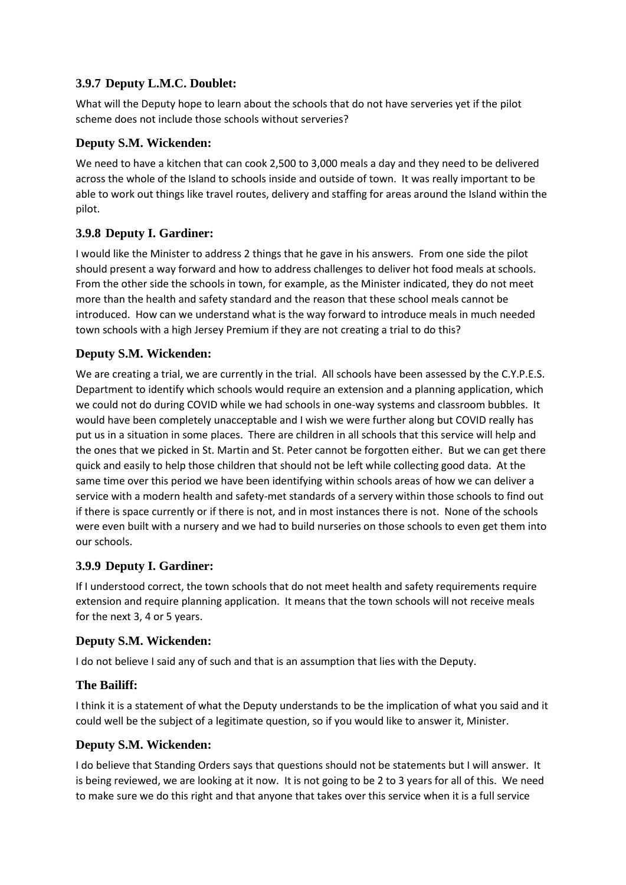### 3.9.7 Deputy L.M.C. Doublet:

What will the Deputy hope to learn about the schools that do not have serveries yet if the pilot scheme does not include those schools without serveries?

### Deputy S.M. Wickenden:

We need to have a kitchen that can cook 2,500 to 3,000 meals a day and they need to be delivered across the whole of the Island to schools inside and outside of town. It was really important to be able to work out things like travel routes, delivery and staffing for areas around the Island within the pilot.

### 3.9.8 Deputy I. Gardiner:

I would like the Minister to address 2 things that he gave in his answers. From one side the pilot should present a way forward and how to address challenges to deliver hot food meals at schools. From the other side the schools in town, for example, as the Minister indicated, they do not meet more than the health and safety standard and the reason that these school meals cannot be introduced. How can we understand what is the way forward to introduce meals in much needed town schools with a high Jersey Premium if they are not creating a trial to do this?

### Deputy S.M. Wickenden:

We are creating a trial, we are currently in the trial. All schools have been assessed by the C.Y.P.E.S. Department to identify which schools would require an extension and a planning application, which we could not do during COVID while we had schools in one-way systems and classroom bubbles. It would have been completely unacceptable and I wish we were further along but COVID really has put us in a situation in some places. There are children in all schools that this service will help and the ones that we picked in St. Martin and St. Peter cannot be forgotten either. But we can get there quick and easily to help those children that should not be left while collecting good data. At the same time over this period we have been identifying within schools areas of how we can deliver a service with a modern health and safety-met standards of a servery within those schools to find out if there is space currently or if there is not, and in most instances there is not. None of the schools were even built with a nursery and we had to build nurseries on those schools to even get them into our schools.

### 3.9.9 Deputy I. Gardiner:

If I understood correct, the town schools that do not meet health and safety requirements require extension and require planning application. It means that the town schools will not receive meals for the next 3, 4 or 5 years.

### Deputy S.M. Wickenden:

I do not believe I said any of such and that is an assumption that lies with the Deputy.

### The Bailiff:

I think it is a statement of what the Deputy understands to be the implication of what you said and it could well be the subject of a legitimate question, so if you would like to answer it, Minister.

### Deputy S.M. Wickenden:

I do believe that Standing Orders says that questions should not be statements but I will answer. It is being reviewed, we are looking at it now. It is not going to be 2 to 3 years for all of this. We need to make sure we do this right and that anyone that takes over this service when it is a full service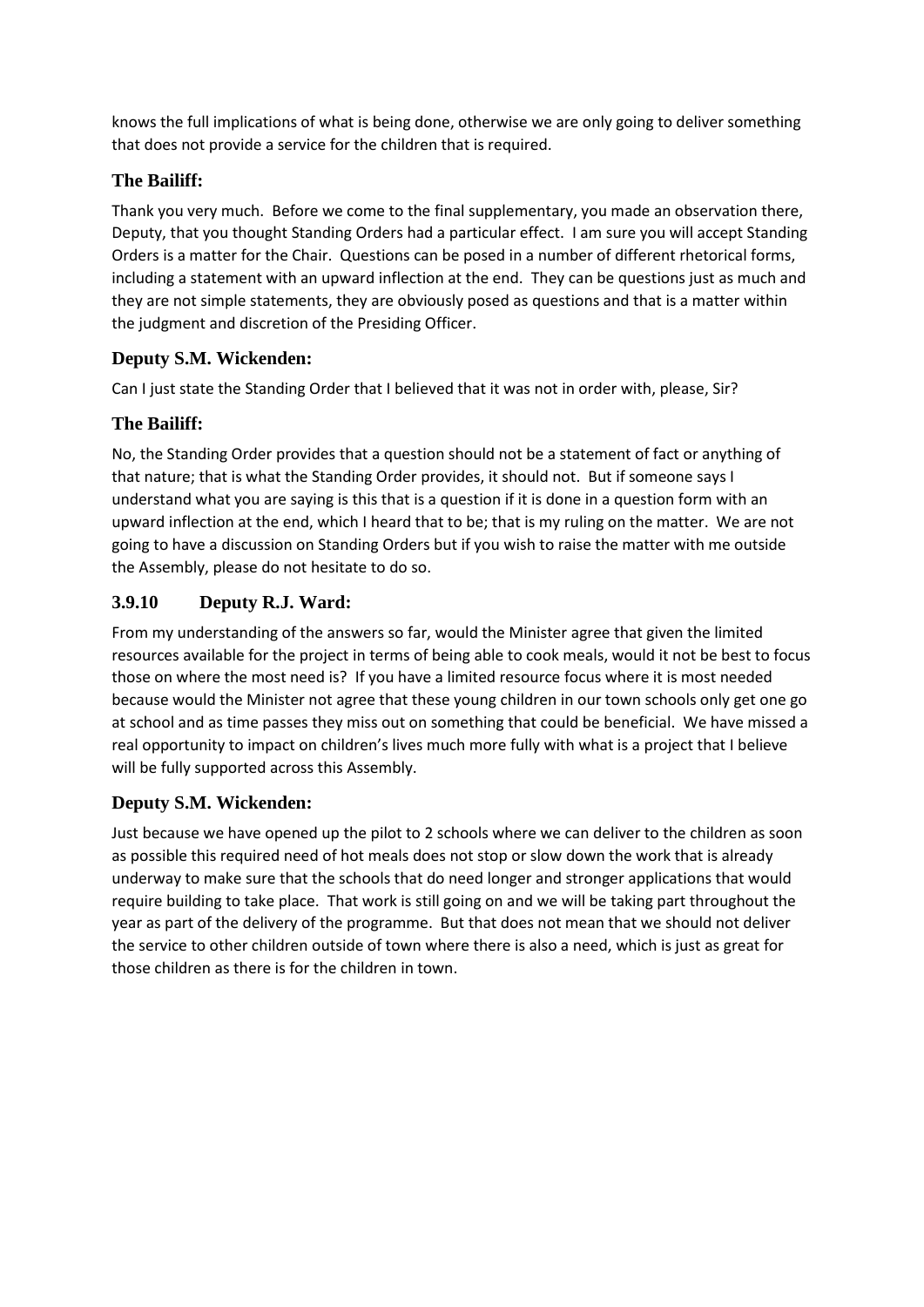knows the full implications of what is being done, otherwise we are only going to deliver something that does not provide a service for the children that is required.

### The Bailiff:

Thank you very much. Before we come to the final supplementary, you made an observation there, Deputy, that you thought Standing Orders had a particular effect. I am sure you will accept Standing Orders is a matter for the Chair. Questions can be posed in a number of different rhetorical forms, including a statement with an upward inflection at the end. They can be questions just as much and they are not simple statements, they are obviously posed as questions and that is a matter within the judgment and discretion of the Presiding Officer.

### Deputy S.M. Wickenden:

Can I just state the Standing Order that I believed that it was not in order with, please, Sir?

### The Bailiff:

No, the Standing Order provides that a question should not be a statement of fact or anything of that nature; that is what the Standing Order provides, it should not. But if someone says I understand what you are saying is this that is a question if it is done in a question form with an upward inflection at the end, which I heard that to be; that is my ruling on the matter. We are not going to have a discussion on Standing Orders but if you wish to raise the matter with me outside the Assembly, please do not hesitate to do so.

### 3.9.10 Deputy R.J. Ward:

From my understanding of the answers so far, would the Minister agree that given the limited resources available for the project in terms of being able to cook meals, would it not be best to focus those on where the most need is? If you have a limited resource focus where it is most needed because would the Minister not agree that these young children in our town schools only get one go at school and as time passes they miss out on something that could be beneficial. We have missed a real opportunity to impact on children's lives much more fully with what is a project that I believe will be fully supported across this Assembly.

### Deputy S.M. Wickenden:

Just because we have opened up the pilot to 2 schools where we can deliver to the children as soon as possible this required need of hot meals does not stop or slow down the work that is already underway to make sure that the schools that do need longer and stronger applications that would require building to take place. That work is still going on and we will be taking part throughout the year as part of the delivery of the programme. But that does not mean that we should not deliver the service to other children outside of town where there is also a need, which is just as great for those children as there is for the children in town.